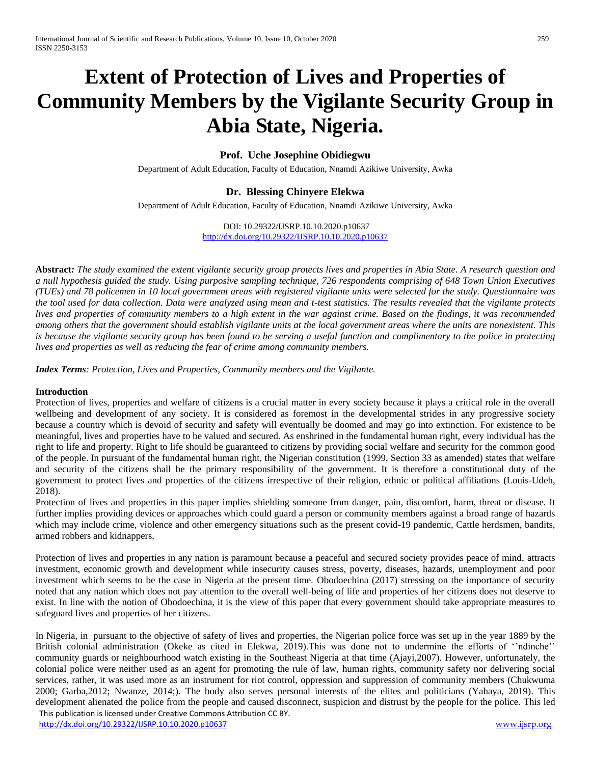# Extent of Protection of Lives and Properties of Community Members by the Vigilante Security Group in Abia State, Nigeria.

**Prof. Uche Josephine Obidiegwu**

Department of Adult Education, Faculty of Education, Nnamdi Azikiwe University, Awka

**Dr. Blessing Chinyere Elekwa**

Department of Adult Education, Faculty of Education, Nnamdi Azikiwe University, Awka

DOI: 10.29322/IJSRP.10.10.2020.p10637
http://dx.doi.org/10.29322/IJSRP.10.10.2020.p10637

**Abstract***: The study examined the extent vigilante security group protects lives and properties in Abia State. A research question and a null hypothesis guided the study. Using purposive sampling technique, 726 respondents comprising of 648 Town Union Executives (TUEs) and 78 policemen in 10 local government areas with registered vigilante units were selected for the study. Questionnaire was the tool used for data collection. Data were analyzed using mean and t-test statistics. The results revealed that the vigilante protects lives and properties of community members to a high extent in the war against crime. Based on the findings, it was recommended among others that the government should establish vigilante units at the local government areas where the units are nonexistent. This is because the vigilante security group has been found to be serving a useful function and complimentary to the police in protecting lives and properties as well as reducing the fear of crime among community members.*

***Index Terms****: Protection, Lives and Properties, Community members and the Vigilante.*

**Introduction**

Protection of lives, properties and welfare of citizens is a crucial matter in every society because it plays a critical role in the overall wellbeing and development of any society. It is considered as foremost in the developmental strides in any progressive society because a country which is devoid of security and safety will eventually be doomed and may go into extinction. For existence to be meaningful, lives and properties have to be valued and secured. As enshrined in the fundamental human right, every individual has the right to life and property. Right to life should be guaranteed to citizens by providing social welfare and security for the common good of the people. In pursuant of the fundamental human right, the Nigerian constitution (1999, Section 33 as amended) states that welfare and security of the citizens shall be the primary responsibility of the government. It is therefore a constitutional duty of the government to protect lives and properties of the citizens irrespective of their religion, ethnic or political affiliations (Louis-Udeh, 2018).

Protection of lives and properties in this paper implies shielding someone from danger, pain, discomfort, harm, threat or disease. It further implies providing devices or approaches which could guard a person or community members against a broad range of hazards which may include crime, violence and other emergency situations such as the present covid-19 pandemic, Cattle herdsmen, bandits, armed robbers and kidnappers.

Protection of lives and properties in any nation is paramount because a peaceful and secured society provides peace of mind, attracts investment, economic growth and development while insecurity causes stress, poverty, diseases, hazards, unemployment and poor investment which seems to be the case in Nigeria at the present time. Obodoechina (2017) stressing on the importance of security noted that any nation which does not pay attention to the overall well-being of life and properties of her citizens does not deserve to exist. In line with the notion of Obodoechina, it is the view of this paper that every government should take appropriate measures to safeguard lives and properties of her citizens.

In Nigeria, in pursuant to the objective of safety of lives and properties, the Nigerian police force was set up in the year 1889 by the British colonial administration (Okeke as cited in Elekwa, 2019).This was done not to undermine the efforts of ''ndinche'' community guards or neighbourhood watch existing in the Southeast Nigeria at that time (Ajayi,2007). However, unfortunately, the colonial police were neither used as an agent for promoting the rule of law, human rights, community safety nor delivering social services, rather, it was used more as an instrument for riot control, oppression and suppression of community members (Chukwuma 2000; Garba,2012; Nwanze, 2014;). The body also serves personal interests of the elites and politicians (Yahaya, 2019). This development alienated the police from the people and caused disconnect, suspicion and distrust by the people for the police. This led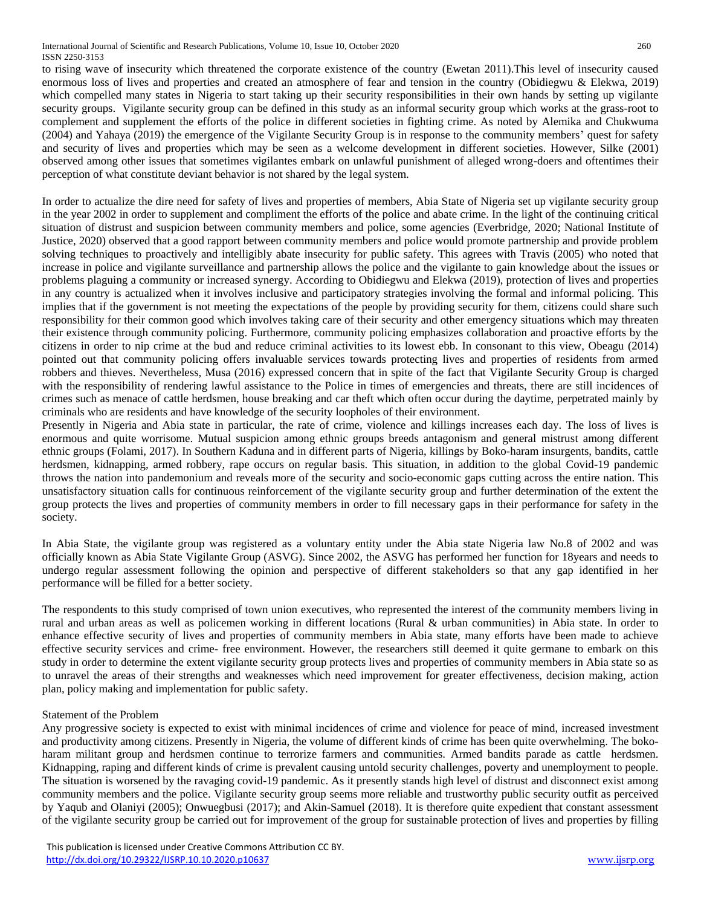to rising wave of insecurity which threatened the corporate existence of the country (Ewetan 2011).This level of insecurity caused enormous loss of lives and properties and created an atmosphere of fear and tension in the country (Obidiegwu & Elekwa, 2019) which compelled many states in Nigeria to start taking up their security responsibilities in their own hands by setting up vigilante security groups. Vigilante security group can be defined in this study as an informal security group which works at the grass-root to complement and supplement the efforts of the police in different societies in fighting crime. As noted by Alemika and Chukwuma (2004) and Yahaya (2019) the emergence of the Vigilante Security Group is in response to the community members' quest for safety and security of lives and properties which may be seen as a welcome development in different societies. However, Silke (2001) observed among other issues that sometimes vigilantes embark on unlawful punishment of alleged wrong-doers and oftentimes their perception of what constitute deviant behavior is not shared by the legal system.

In order to actualize the dire need for safety of lives and properties of members, Abia State of Nigeria set up vigilante security group in the year 2002 in order to supplement and compliment the efforts of the police and abate crime. In the light of the continuing critical situation of distrust and suspicion between community members and police, some agencies (Everbridge, 2020; National Institute of Justice, 2020) observed that a good rapport between community members and police would promote partnership and provide problem solving techniques to proactively and intelligibly abate insecurity for public safety. This agrees with Travis (2005) who noted that increase in police and vigilante surveillance and partnership allows the police and the vigilante to gain knowledge about the issues or problems plaguing a community or increased synergy. According to Obidiegwu and Elekwa (2019), protection of lives and properties in any country is actualized when it involves inclusive and participatory strategies involving the formal and informal policing. This implies that if the government is not meeting the expectations of the people by providing security for them, citizens could share such responsibility for their common good which involves taking care of their security and other emergency situations which may threaten their existence through community policing. Furthermore, community policing emphasizes collaboration and proactive efforts by the citizens in order to nip crime at the bud and reduce criminal activities to its lowest ebb. In consonant to this view, Obeagu (2014) pointed out that community policing offers invaluable services towards protecting lives and properties of residents from armed robbers and thieves. Nevertheless, Musa (2016) expressed concern that in spite of the fact that Vigilante Security Group is charged with the responsibility of rendering lawful assistance to the Police in times of emergencies and threats, there are still incidences of crimes such as menace of cattle herdsmen, house breaking and car theft which often occur during the daytime, perpetrated mainly by criminals who are residents and have knowledge of the security loopholes of their environment.

Presently in Nigeria and Abia state in particular, the rate of crime, violence and killings increases each day. The loss of lives is enormous and quite worrisome. Mutual suspicion among ethnic groups breeds antagonism and general mistrust among different ethnic groups (Folami, 2017). In Southern Kaduna and in different parts of Nigeria, killings by Boko-haram insurgents, bandits, cattle herdsmen, kidnapping, armed robbery, rape occurs on regular basis. This situation, in addition to the global Covid-19 pandemic throws the nation into pandemonium and reveals more of the security and socio-economic gaps cutting across the entire nation. This unsatisfactory situation calls for continuous reinforcement of the vigilante security group and further determination of the extent the group protects the lives and properties of community members in order to fill necessary gaps in their performance for safety in the society.

In Abia State, the vigilante group was registered as a voluntary entity under the Abia state Nigeria law No.8 of 2002 and was officially known as Abia State Vigilante Group (ASVG). Since 2002, the ASVG has performed her function for 18years and needs to undergo regular assessment following the opinion and perspective of different stakeholders so that any gap identified in her performance will be filled for a better society.

The respondents to this study comprised of town union executives, who represented the interest of the community members living in rural and urban areas as well as policemen working in different locations (Rural & urban communities) in Abia state. In order to enhance effective security of lives and properties of community members in Abia state, many efforts have been made to achieve effective security services and crime- free environment. However, the researchers still deemed it quite germane to embark on this study in order to determine the extent vigilante security group protects lives and properties of community members in Abia state so as to unravel the areas of their strengths and weaknesses which need improvement for greater effectiveness, decision making, action plan, policy making and implementation for public safety.

## Statement of the Problem

Any progressive society is expected to exist with minimal incidences of crime and violence for peace of mind, increased investment and productivity among citizens. Presently in Nigeria, the volume of different kinds of crime has been quite overwhelming. The boko-haram militant group and herdsmen continue to terrorize farmers and communities. Armed bandits parade as cattle herdsmen. Kidnapping, raping and different kinds of crime is prevalent causing untold security challenges, poverty and unemployment to people. The situation is worsened by the ravaging covid-19 pandemic. As it presently stands high level of distrust and disconnect exist among community members and the police. Vigilante security group seems more reliable and trustworthy public security outfit as perceived by Yaqub and Olaniyi (2005); Onwuegbusi (2017); and Akin-Samuel (2018). It is therefore quite expedient that constant assessment of the vigilante security group be carried out for improvement of the group for sustainable protection of lives and properties by filling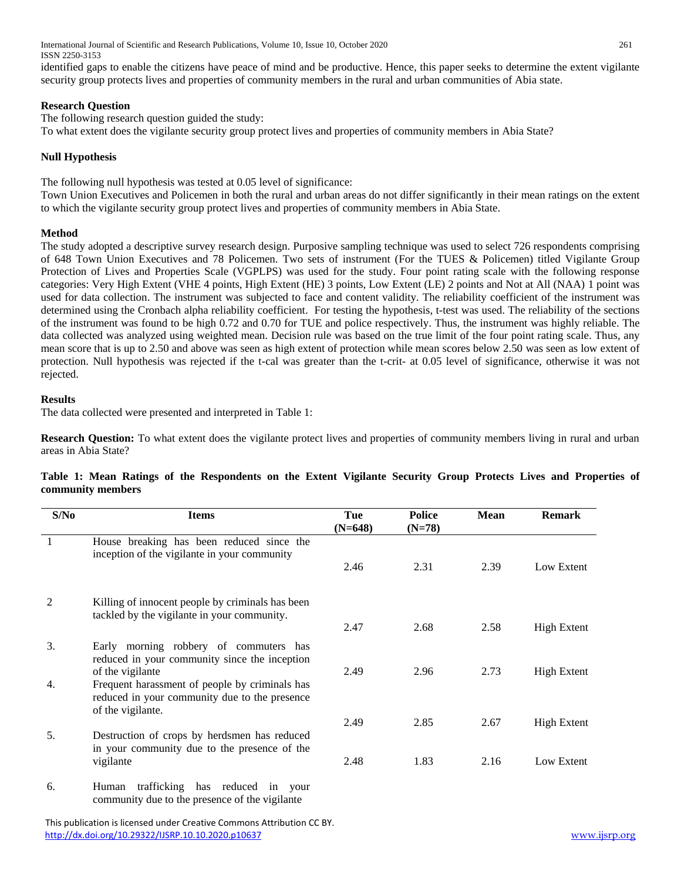identified gaps to enable the citizens have peace of mind and be productive. Hence, this paper seeks to determine the extent vigilante security group protects lives and properties of community members in the rural and urban communities of Abia state.

### Research Question

The following research question guided the study:
To what extent does the vigilante security group protect lives and properties of community members in Abia State?

### Null Hypothesis

The following null hypothesis was tested at 0.05 level of significance:
Town Union Executives and Policemen in both the rural and urban areas do not differ significantly in their mean ratings on the extent to which the vigilante security group protect lives and properties of community members in Abia State.

### Method

The study adopted a descriptive survey research design. Purposive sampling technique was used to select 726 respondents comprising of 648 Town Union Executives and 78 Policemen. Two sets of instrument (For the TUES & Policemen) titled Vigilante Group Protection of Lives and Properties Scale (VGPLPS) was used for the study. Four point rating scale with the following response categories: Very High Extent (VHE 4 points, High Extent (HE) 3 points, Low Extent (LE) 2 points and Not at All (NAA) 1 point was used for data collection. The instrument was subjected to face and content validity. The reliability coefficient of the instrument was determined using the Cronbach alpha reliability coefficient. For testing the hypothesis, t-test was used. The reliability of the sections of the instrument was found to be high 0.72 and 0.70 for TUE and police respectively. Thus, the instrument was highly reliable. The data collected was analyzed using weighted mean. Decision rule was based on the true limit of the four point rating scale. Thus, any mean score that is up to 2.50 and above was seen as high extent of protection while mean scores below 2.50 was seen as low extent of protection. Null hypothesis was rejected if the t-cal was greater than the t-crit- at 0.05 level of significance, otherwise it was not rejected.

### Results

The data collected were presented and interpreted in Table 1:

**Research Question:** To what extent does the vigilante protect lives and properties of community members living in rural and urban areas in Abia State?

**Table 1: Mean Ratings of the Respondents on the Extent Vigilante Security Group Protects Lives and Properties of community members**

| S/No | Items | Tue (N=648) | Police (N=78) | Mean | Remark |
|---|---|---|---|---|---|
| 1 | House breaking has been reduced since the inception of the vigilante in your community | 2.46 | 2.31 | 2.39 | Low Extent |
| 2 | Killing of innocent people by criminals has been tackled by the vigilante in your community. | 2.47 | 2.68 | 2.58 | High Extent |
| 3. | Early morning robbery of commuters has reduced in your community since the inception of the vigilante | 2.49 | 2.96 | 2.73 | High Extent |
| 4. | Frequent harassment of people by criminals has reduced in your community due to the presence of the vigilante. | 2.49 | 2.85 | 2.67 | High Extent |
| 5. | Destruction of crops by herdsmen has reduced in your community due to the presence of the vigilante | 2.48 | 1.83 | 2.16 | Low Extent |
| 6. | Human trafficking has reduced in your community due to the presence of the vigilante | | | | |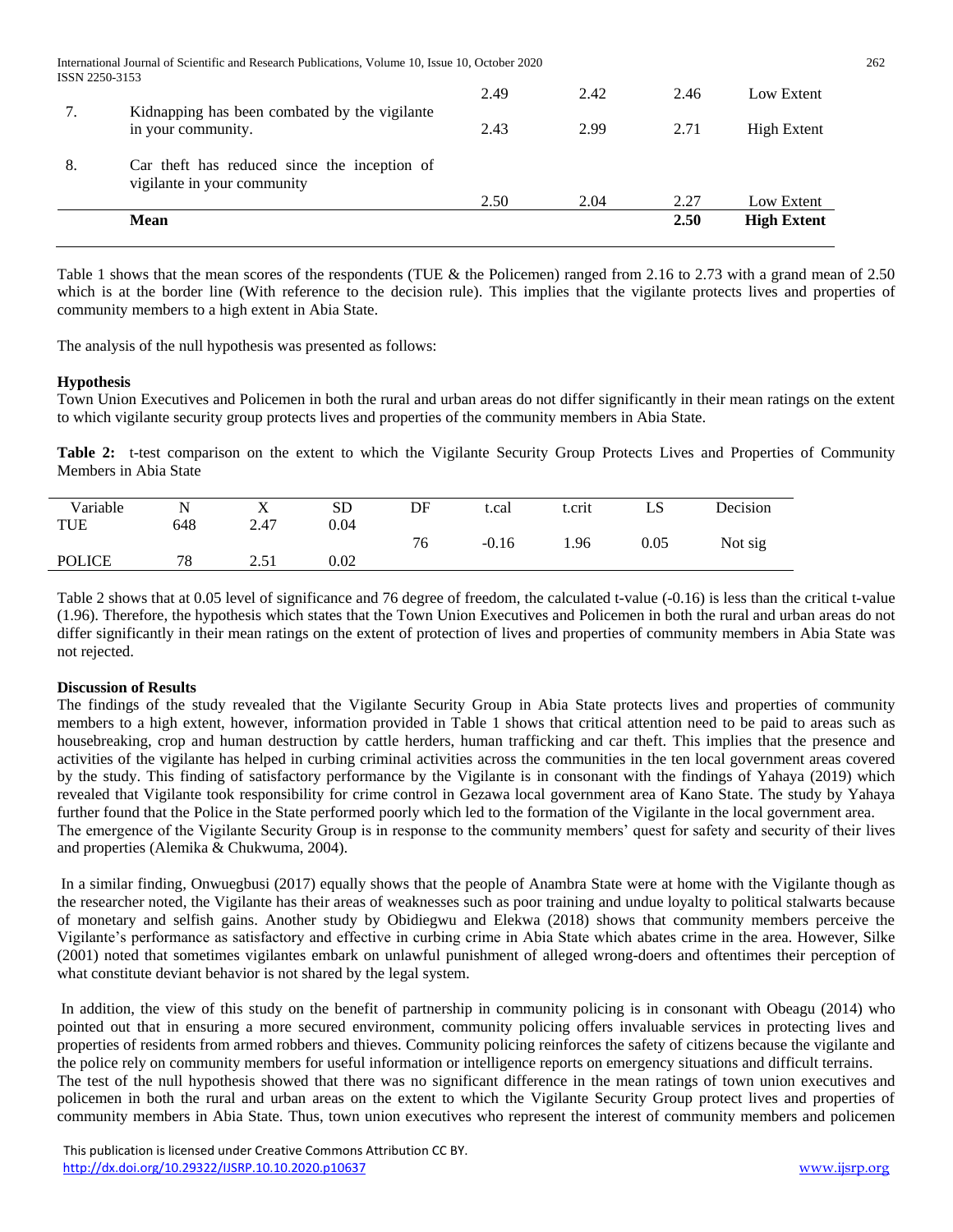|  |  |  |  |  |  |
|---|---|---|---|---|---|
|  |  | 2.49 | 2.42 | 2.46 | Low Extent |
| 7. | Kidnapping has been combated by the vigilante in your community. | 2.43 | 2.99 | 2.71 | High Extent |
| 8. | Car theft has reduced since the inception of vigilante in your community | 2.50 | 2.04 | 2.27 | Low Extent |
|  | **Mean** |  |  | **2.50** | **High Extent** |

Table 1 shows that the mean scores of the respondents (TUE & the Policemen) ranged from 2.16 to 2.73 with a grand mean of 2.50 which is at the border line (With reference to the decision rule). This implies that the vigilante protects lives and properties of community members to a high extent in Abia State.

The analysis of the null hypothesis was presented as follows:

**Hypothesis**

Town Union Executives and Policemen in both the rural and urban areas do not differ significantly in their mean ratings on the extent to which vigilante security group protects lives and properties of the community members in Abia State.

**Table 2:** t-test comparison on the extent to which the Vigilante Security Group Protects Lives and Properties of Community Members in Abia State

| Variable | N | X | SD | DF | t.cal | t.crit | LS | Decision |
|---|---|---|---|---|---|---|---|---|
| TUE | 648 | 2.47 | 0.04 | 76 | -0.16 | 1.96 | 0.05 | Not sig |
| POLICE | 78 | 2.51 | 0.02 |  |  |  |  |  |

Table 2 shows that at 0.05 level of significance and 76 degree of freedom, the calculated t-value (-0.16) is less than the critical t-value (1.96). Therefore, the hypothesis which states that the Town Union Executives and Policemen in both the rural and urban areas do not differ significantly in their mean ratings on the extent of protection of lives and properties of community members in Abia State was not rejected.

**Discussion of Results**

The findings of the study revealed that the Vigilante Security Group in Abia State protects lives and properties of community members to a high extent, however, information provided in Table 1 shows that critical attention need to be paid to areas such as housebreaking, crop and human destruction by cattle herders, human trafficking and car theft. This implies that the presence and activities of the vigilante has helped in curbing criminal activities across the communities in the ten local government areas covered by the study. This finding of satisfactory performance by the Vigilante is in consonant with the findings of Yahaya (2019) which revealed that Vigilante took responsibility for crime control in Gezawa local government area of Kano State. The study by Yahaya further found that the Police in the State performed poorly which led to the formation of the Vigilante in the local government area. The emergence of the Vigilante Security Group is in response to the community members' quest for safety and security of their lives and properties (Alemika & Chukwuma, 2004).

In a similar finding, Onwuegbusi (2017) equally shows that the people of Anambra State were at home with the Vigilante though as the researcher noted, the Vigilante has their areas of weaknesses such as poor training and undue loyalty to political stalwarts because of monetary and selfish gains. Another study by Obidiegwu and Elekwa (2018) shows that community members perceive the Vigilante's performance as satisfactory and effective in curbing crime in Abia State which abates crime in the area. However, Silke (2001) noted that sometimes vigilantes embark on unlawful punishment of alleged wrong-doers and oftentimes their perception of what constitute deviant behavior is not shared by the legal system.

In addition, the view of this study on the benefit of partnership in community policing is in consonant with Obeagu (2014) who pointed out that in ensuring a more secured environment, community policing offers invaluable services in protecting lives and properties of residents from armed robbers and thieves. Community policing reinforces the safety of citizens because the vigilante and the police rely on community members for useful information or intelligence reports on emergency situations and difficult terrains.

The test of the null hypothesis showed that there was no significant difference in the mean ratings of town union executives and policemen in both the rural and urban areas on the extent to which the Vigilante Security Group protect lives and properties of community members in Abia State. Thus, town union executives who represent the interest of community members and policemen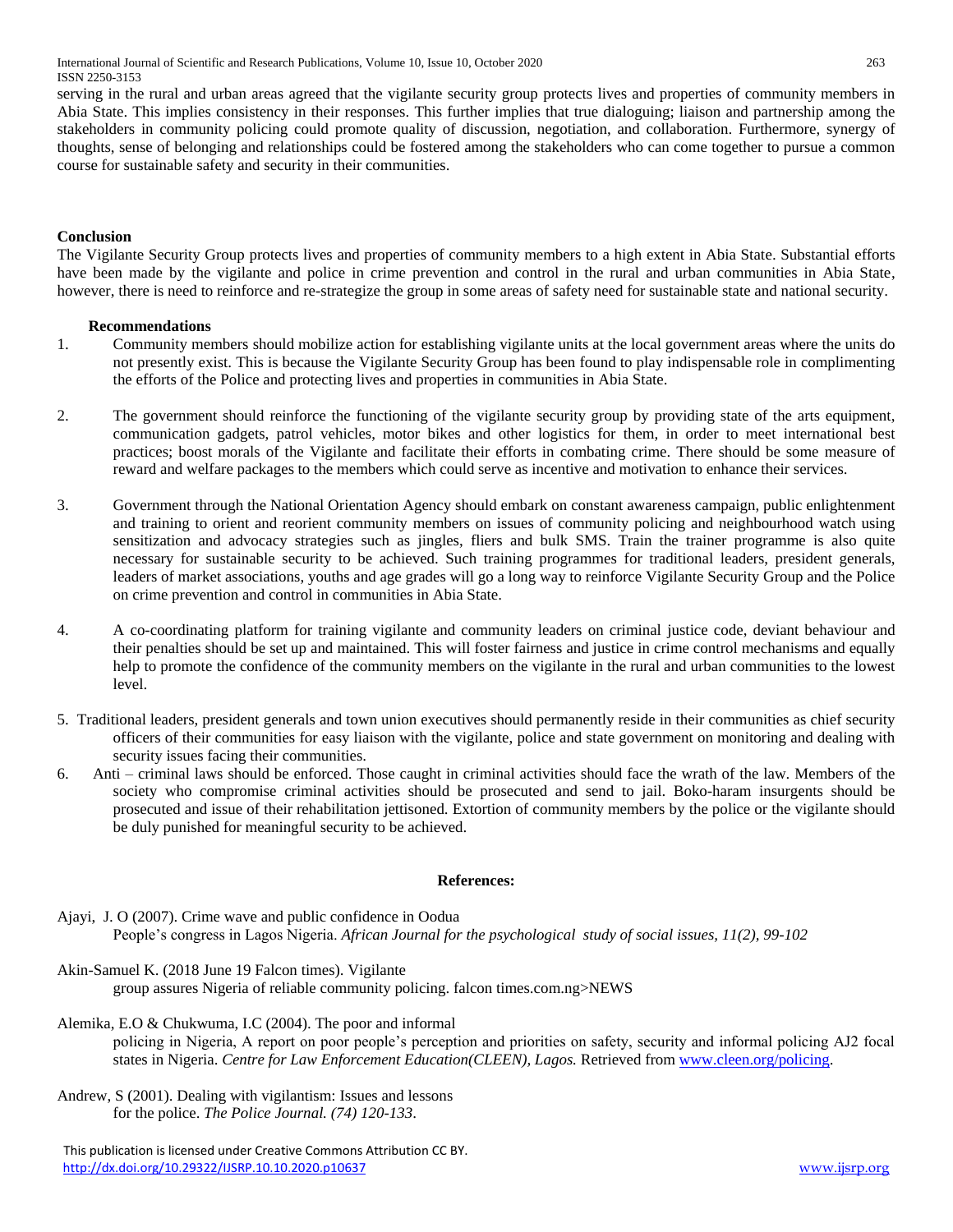serving in the rural and urban areas agreed that the vigilante security group protects lives and properties of community members in Abia State. This implies consistency in their responses. This further implies that true dialoguing; liaison and partnership among the stakeholders in community policing could promote quality of discussion, negotiation, and collaboration. Furthermore, synergy of thoughts, sense of belonging and relationships could be fostered among the stakeholders who can come together to pursue a common course for sustainable safety and security in their communities.

## Conclusion

The Vigilante Security Group protects lives and properties of community members to a high extent in Abia State. Substantial efforts have been made by the vigilante and police in crime prevention and control in the rural and urban communities in Abia State, however, there is need to reinforce and re-strategize the group in some areas of safety need for sustainable state and national security.

## Recommendations

1. Community members should mobilize action for establishing vigilante units at the local government areas where the units do not presently exist. This is because the Vigilante Security Group has been found to play indispensable role in complimenting the efforts of the Police and protecting lives and properties in communities in Abia State.

2. The government should reinforce the functioning of the vigilante security group by providing state of the arts equipment, communication gadgets, patrol vehicles, motor bikes and other logistics for them, in order to meet international best practices; boost morals of the Vigilante and facilitate their efforts in combating crime. There should be some measure of reward and welfare packages to the members which could serve as incentive and motivation to enhance their services.

3. Government through the National Orientation Agency should embark on constant awareness campaign, public enlightenment and training to orient and reorient community members on issues of community policing and neighbourhood watch using sensitization and advocacy strategies such as jingles, fliers and bulk SMS. Train the trainer programme is also quite necessary for sustainable security to be achieved. Such training programmes for traditional leaders, president generals, leaders of market associations, youths and age grades will go a long way to reinforce Vigilante Security Group and the Police on crime prevention and control in communities in Abia State.

4. A co-coordinating platform for training vigilante and community leaders on criminal justice code, deviant behaviour and their penalties should be set up and maintained. This will foster fairness and justice in crime control mechanisms and equally help to promote the confidence of the community members on the vigilante in the rural and urban communities to the lowest level.

5. Traditional leaders, president generals and town union executives should permanently reside in their communities as chief security officers of their communities for easy liaison with the vigilante, police and state government on monitoring and dealing with security issues facing their communities.

6. Anti – criminal laws should be enforced. Those caught in criminal activities should face the wrath of the law. Members of the society who compromise criminal activities should be prosecuted and send to jail. Boko-haram insurgents should be prosecuted and issue of their rehabilitation jettisoned. Extortion of community members by the police or the vigilante should be duly punished for meaningful security to be achieved.

## References:

Ajayi, J. O (2007). Crime wave and public confidence in Oodua People's congress in Lagos Nigeria. *African Journal for the psychological study of social issues, 11(2), 99-102*

Akin-Samuel K. (2018 June 19 Falcon times). Vigilante group assures Nigeria of reliable community policing. falcon times.com.ng>NEWS

Alemika, E.O & Chukwuma, I.C (2004). The poor and informal policing in Nigeria, A report on poor people's perception and priorities on safety, security and informal policing AJ2 focal states in Nigeria. *Centre for Law Enforcement Education(CLEEN), Lagos.* Retrieved from www.cleen.org/policing.

Andrew, S (2001). Dealing with vigilantism: Issues and lessons for the police. *The Police Journal. (74) 120-133*.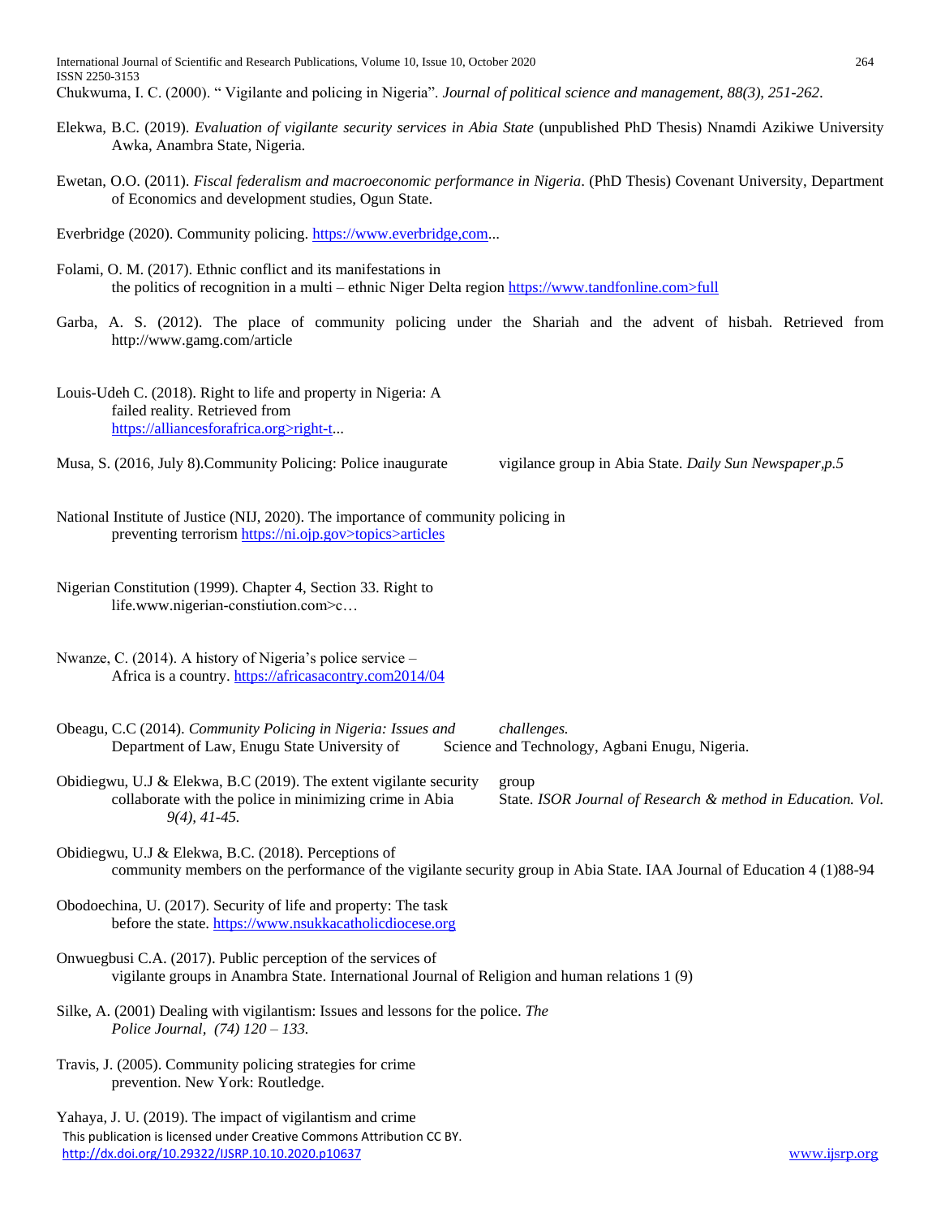Chukwuma, I. C. (2000). " Vigilante and policing in Nigeria". *Journal of political science and management, 88(3), 251-262*.

Elekwa, B.C. (2019). *Evaluation of vigilante security services in Abia State* (unpublished PhD Thesis) Nnamdi Azikiwe University Awka, Anambra State, Nigeria.

Ewetan, O.O. (2011). *Fiscal federalism and macroeconomic performance in Nigeria*. (PhD Thesis) Covenant University, Department of Economics and development studies, Ogun State.

Everbridge (2020). Community policing. https://www.everbridge,com...

Folami, O. M. (2017). Ethnic conflict and its manifestations in the politics of recognition in a multi – ethnic Niger Delta region https://www.tandfonline.com>full

Garba, A. S. (2012). The place of community policing under the Shariah and the advent of hisbah. Retrieved from http://www.gamg.com/article

Louis-Udeh C. (2018). Right to life and property in Nigeria: A failed reality. Retrieved from https://alliancesforafrica.org>right-t...

Musa, S. (2016, July 8).Community Policing: Police inaugurate vigilance group in Abia State. *Daily Sun Newspaper,p.5*

National Institute of Justice (NIJ, 2020). The importance of community policing in preventing terrorism https://ni.ojp.gov>topics>articles

Nigerian Constitution (1999). Chapter 4, Section 33. Right to life.www.nigerian-constiution.com>c…

Nwanze, C. (2014). A history of Nigeria's police service – Africa is a country. https://africasacontry.com2014/04

Obeagu, C.C (2014). *Community Policing in Nigeria: Issues and challenges.* Department of Law, Enugu State University of Science and Technology, Agbani Enugu, Nigeria.

Obidiegwu, U.J & Elekwa, B.C (2019). The extent vigilante security group collaborate with the police in minimizing crime in Abia State. *ISOR Journal of Research & method in Education. Vol. 9(4), 41-45.*

Obidiegwu, U.J & Elekwa, B.C. (2018). Perceptions of community members on the performance of the vigilante security group in Abia State. IAA Journal of Education 4 (1)88-94

Obodoechina, U. (2017). Security of life and property: The task before the state. https://www.nsukkacatholicdiocese.org

Onwuegbusi C.A. (2017). Public perception of the services of vigilante groups in Anambra State. International Journal of Religion and human relations 1 (9)

Silke, A. (2001) Dealing with vigilantism: Issues and lessons for the police. *The Police Journal, (74) 120 – 133.*

Travis, J. (2005). Community policing strategies for crime prevention. New York: Routledge.

Yahaya, J. U. (2019). The impact of vigilantism and crime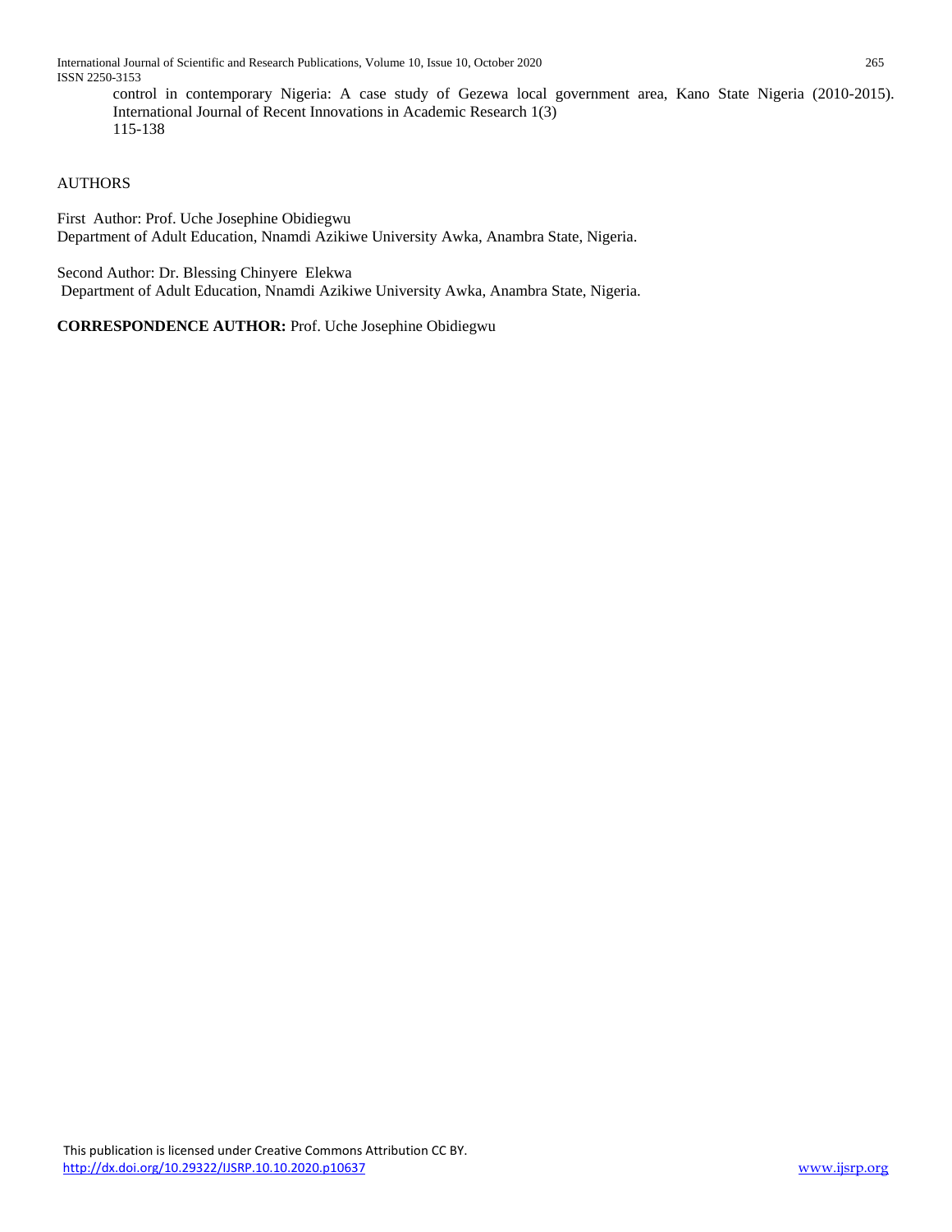control in contemporary Nigeria: A case study of Gezewa local government area, Kano State Nigeria (2010-2015). International Journal of Recent Innovations in Academic Research 1(3) 115-138

AUTHORS

First Author: Prof. Uche Josephine Obidiegwu
Department of Adult Education, Nnamdi Azikiwe University Awka, Anambra State, Nigeria.

Second Author: Dr. Blessing Chinyere Elekwa
Department of Adult Education, Nnamdi Azikiwe University Awka, Anambra State, Nigeria.

**CORRESPONDENCE AUTHOR:** Prof. Uche Josephine Obidiegwu